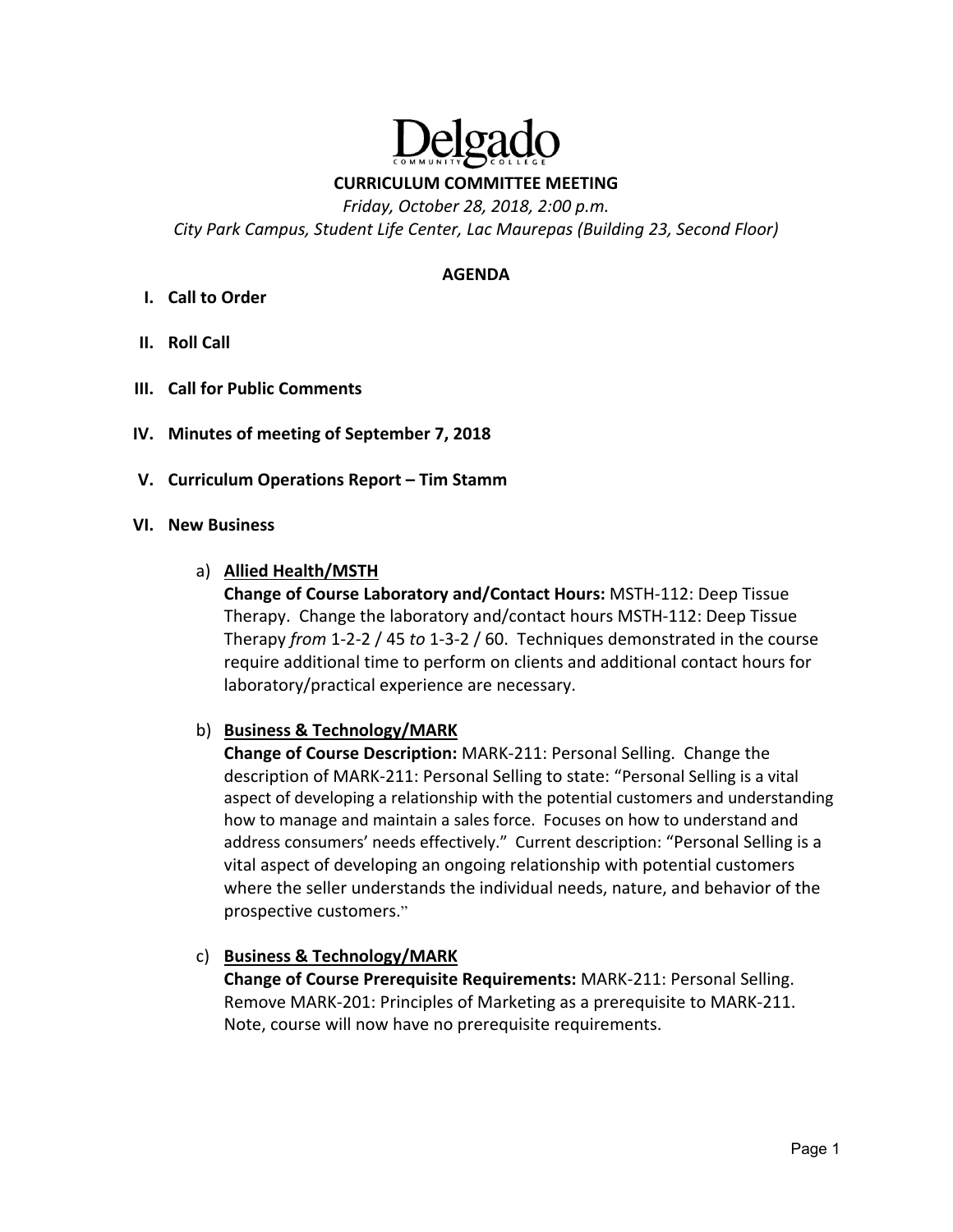Delgado Community College

# CURRICULUM COMMITTEE MEETING

*Friday, October 28, 2018, 2:00 p.m.*

*City Park Campus, Student Life Center, Lac Maurepas (Building 23, Second Floor)*

## AGENDA

**I. Call to Order**

**II. Roll Call**

**III. Call for Public Comments**

**IV. Minutes of meeting of September 7, 2018**

**V. Curriculum Operations Report – Tim Stamm**

**VI. New Business**

a) **Allied Health/MSTH**
**Change of Course Laboratory and/Contact Hours:** MSTH-112: Deep Tissue Therapy. Change the laboratory and/contact hours MSTH-112: Deep Tissue Therapy *from* 1-2-2 / 45 *to* 1-3-2 / 60. Techniques demonstrated in the course require additional time to perform on clients and additional contact hours for laboratory/practical experience are necessary.

b) **Business & Technology/MARK**
**Change of Course Description:** MARK-211: Personal Selling. Change the description of MARK-211: Personal Selling to state: "Personal Selling is a vital aspect of developing a relationship with the potential customers and understanding how to manage and maintain a sales force. Focuses on how to understand and address consumers' needs effectively." Current description: "Personal Selling is a vital aspect of developing an ongoing relationship with potential customers where the seller understands the individual needs, nature, and behavior of the prospective customers."

c) **Business & Technology/MARK**
**Change of Course Prerequisite Requirements:** MARK-211: Personal Selling. Remove MARK-201: Principles of Marketing as a prerequisite to MARK-211. Note, course will now have no prerequisite requirements.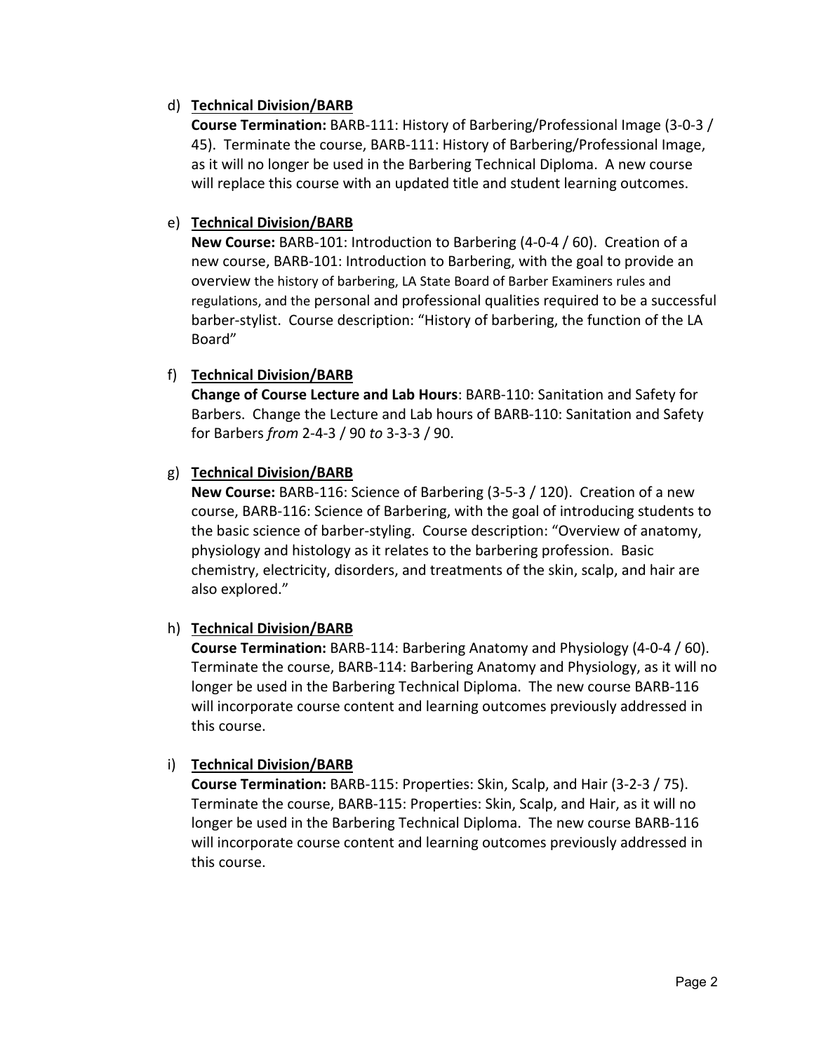d) **Technical Division/BARB**
**Course Termination:** BARB-111: History of Barbering/Professional Image (3-0-3 / 45). Terminate the course, BARB-111: History of Barbering/Professional Image, as it will no longer be used in the Barbering Technical Diploma. A new course will replace this course with an updated title and student learning outcomes.

e) **Technical Division/BARB**
**New Course:** BARB-101: Introduction to Barbering (4-0-4 / 60). Creation of a new course, BARB-101: Introduction to Barbering, with the goal to provide an overview the history of barbering, LA State Board of Barber Examiners rules and regulations, and the personal and professional qualities required to be a successful barber-stylist. Course description: "History of barbering, the function of the LA Board"

f) **Technical Division/BARB**
**Change of Course Lecture and Lab Hours**: BARB-110: Sanitation and Safety for Barbers. Change the Lecture and Lab hours of BARB-110: Sanitation and Safety for Barbers *from* 2-4-3 / 90 *to* 3-3-3 / 90.

g) **Technical Division/BARB**
**New Course:** BARB-116: Science of Barbering (3-5-3 / 120). Creation of a new course, BARB-116: Science of Barbering, with the goal of introducing students to the basic science of barber-styling. Course description: "Overview of anatomy, physiology and histology as it relates to the barbering profession. Basic chemistry, electricity, disorders, and treatments of the skin, scalp, and hair are also explored."

h) **Technical Division/BARB**
**Course Termination:** BARB-114: Barbering Anatomy and Physiology (4-0-4 / 60). Terminate the course, BARB-114: Barbering Anatomy and Physiology, as it will no longer be used in the Barbering Technical Diploma. The new course BARB-116 will incorporate course content and learning outcomes previously addressed in this course.

i) **Technical Division/BARB**
**Course Termination:** BARB-115: Properties: Skin, Scalp, and Hair (3-2-3 / 75). Terminate the course, BARB-115: Properties: Skin, Scalp, and Hair, as it will no longer be used in the Barbering Technical Diploma. The new course BARB-116 will incorporate course content and learning outcomes previously addressed in this course.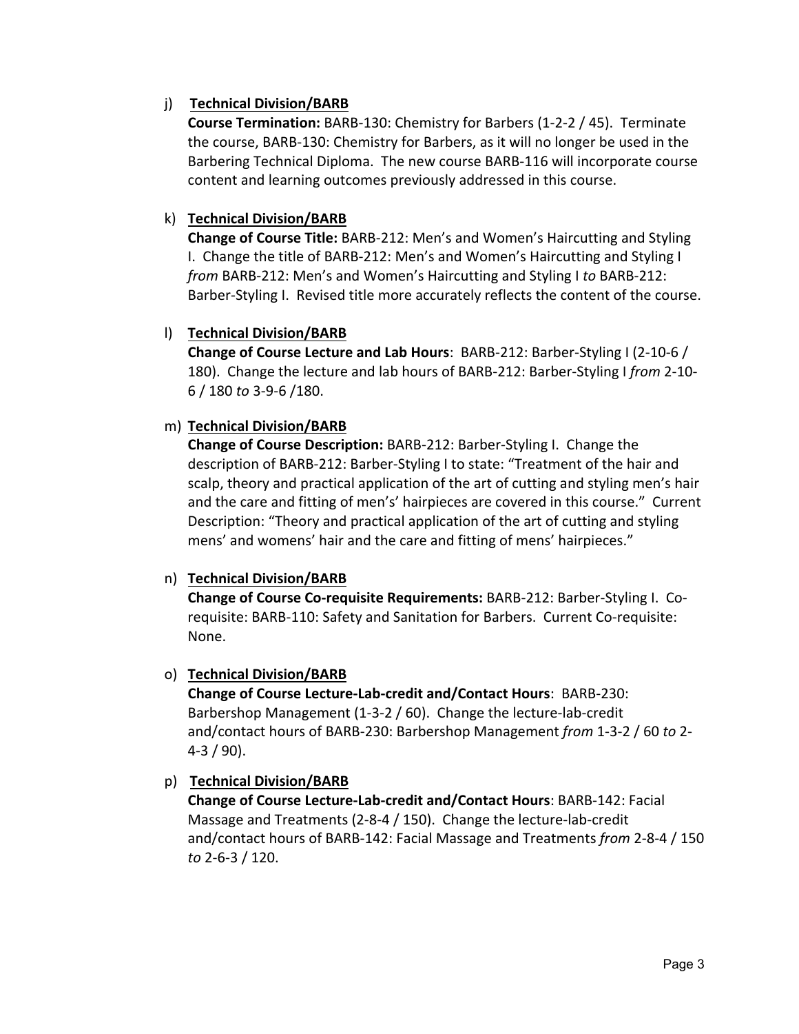j) **Technical Division/BARB**
**Course Termination:** BARB-130: Chemistry for Barbers (1-2-2 / 45). Terminate the course, BARB-130: Chemistry for Barbers, as it will no longer be used in the Barbering Technical Diploma. The new course BARB-116 will incorporate course content and learning outcomes previously addressed in this course.

k) **Technical Division/BARB**
**Change of Course Title:** BARB-212: Men's and Women's Haircutting and Styling I. Change the title of BARB-212: Men's and Women's Haircutting and Styling I *from* BARB-212: Men's and Women's Haircutting and Styling I *to* BARB-212: Barber-Styling I. Revised title more accurately reflects the content of the course.

l) **Technical Division/BARB**
**Change of Course Lecture and Lab Hours**: BARB-212: Barber-Styling I (2-10-6 / 180). Change the lecture and lab hours of BARB-212: Barber-Styling I *from* 2-10-6 / 180 *to* 3-9-6 /180.

m) **Technical Division/BARB**
**Change of Course Description:** BARB-212: Barber-Styling I. Change the description of BARB-212: Barber-Styling I to state: "Treatment of the hair and scalp, theory and practical application of the art of cutting and styling men's hair and the care and fitting of men's' hairpieces are covered in this course." Current Description: "Theory and practical application of the art of cutting and styling mens' and womens' hair and the care and fitting of mens' hairpieces."

n) **Technical Division/BARB**
**Change of Course Co-requisite Requirements:** BARB-212: Barber-Styling I. Co-requisite: BARB-110: Safety and Sanitation for Barbers. Current Co-requisite: None.

o) **Technical Division/BARB**
**Change of Course Lecture-Lab-credit and/Contact Hours**: BARB-230: Barbershop Management (1-3-2 / 60). Change the lecture-lab-credit and/contact hours of BARB-230: Barbershop Management *from* 1-3-2 / 60 *to* 2-4-3 / 90).

p) **Technical Division/BARB**
**Change of Course Lecture-Lab-credit and/Contact Hours**: BARB-142: Facial Massage and Treatments (2-8-4 / 150). Change the lecture-lab-credit and/contact hours of BARB-142: Facial Massage and Treatments *from* 2-8-4 / 150 *to* 2-6-3 / 120.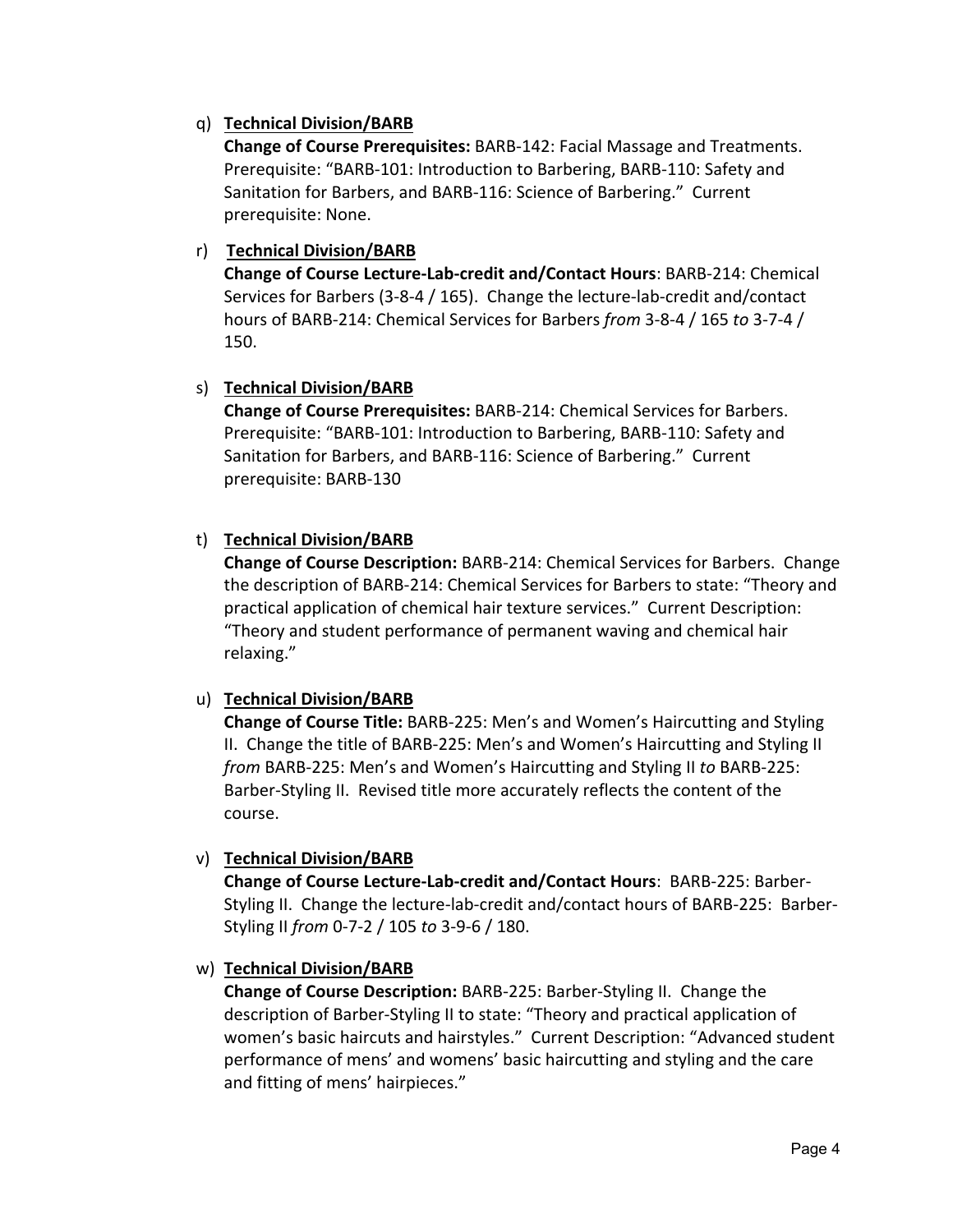q) **Technical Division/BARB**
**Change of Course Prerequisites:** BARB-142: Facial Massage and Treatments. Prerequisite: "BARB-101: Introduction to Barbering, BARB-110: Safety and Sanitation for Barbers, and BARB-116: Science of Barbering." Current prerequisite: None.

r) **Technical Division/BARB**
**Change of Course Lecture-Lab-credit and/Contact Hours**: BARB-214: Chemical Services for Barbers (3-8-4 / 165). Change the lecture-lab-credit and/contact hours of BARB-214: Chemical Services for Barbers *from* 3-8-4 / 165 *to* 3-7-4 / 150.

s) **Technical Division/BARB**
**Change of Course Prerequisites:** BARB-214: Chemical Services for Barbers. Prerequisite: "BARB-101: Introduction to Barbering, BARB-110: Safety and Sanitation for Barbers, and BARB-116: Science of Barbering." Current prerequisite: BARB-130

t) **Technical Division/BARB**
**Change of Course Description:** BARB-214: Chemical Services for Barbers. Change the description of BARB-214: Chemical Services for Barbers to state: "Theory and practical application of chemical hair texture services." Current Description: "Theory and student performance of permanent waving and chemical hair relaxing."

u) **Technical Division/BARB**
**Change of Course Title:** BARB-225: Men's and Women's Haircutting and Styling II. Change the title of BARB-225: Men's and Women's Haircutting and Styling II *from* BARB-225: Men's and Women's Haircutting and Styling II *to* BARB-225: Barber-Styling II. Revised title more accurately reflects the content of the course.

v) **Technical Division/BARB**
**Change of Course Lecture-Lab-credit and/Contact Hours**: BARB-225: Barber-Styling II. Change the lecture-lab-credit and/contact hours of BARB-225: Barber-Styling II *from* 0-7-2 / 105 *to* 3-9-6 / 180.

w) **Technical Division/BARB**
**Change of Course Description:** BARB-225: Barber-Styling II. Change the description of Barber-Styling II to state: "Theory and practical application of women's basic haircuts and hairstyles." Current Description: "Advanced student performance of mens' and womens' basic haircutting and styling and the care and fitting of mens' hairpieces."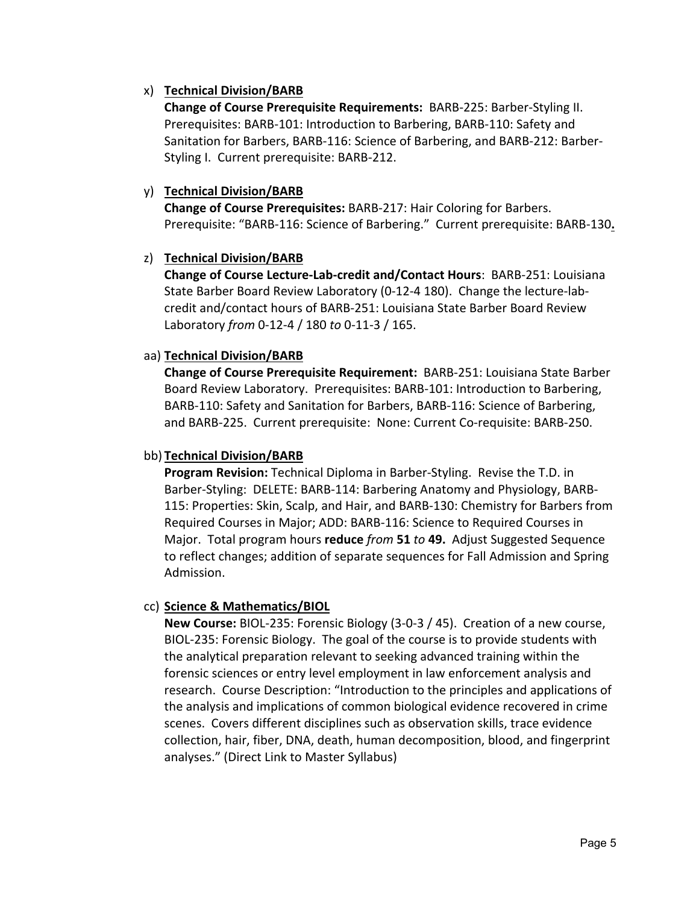x) **<u>Technical Division/BARB</u>**
   **Change of Course Prerequisite Requirements:** BARB-225: Barber-Styling II. Prerequisites: BARB-101: Introduction to Barbering, BARB-110: Safety and Sanitation for Barbers, BARB-116: Science of Barbering, and BARB-212: Barber-Styling I. Current prerequisite: BARB-212.

y) **<u>Technical Division/BARB</u>**
   **Change of Course Prerequisites:** BARB-217: Hair Coloring for Barbers. Prerequisite: "BARB-116: Science of Barbering." Current prerequisite: BARB-130**.**

z) **<u>Technical Division/BARB</u>**
   **Change of Course Lecture-Lab-credit and/Contact Hours**: BARB-251: Louisiana State Barber Board Review Laboratory (0-12-4 180). Change the lecture-lab-credit and/contact hours of BARB-251: Louisiana State Barber Board Review Laboratory *from* 0-12-4 / 180 *to* 0-11-3 / 165.

aa) **<u>Technical Division/BARB</u>**
   **Change of Course Prerequisite Requirement:** BARB-251: Louisiana State Barber Board Review Laboratory. Prerequisites: BARB-101: Introduction to Barbering, BARB-110: Safety and Sanitation for Barbers, BARB-116: Science of Barbering, and BARB-225. Current prerequisite: None: Current Co-requisite: BARB-250.

bb) **<u>Technical Division/BARB</u>**
   **Program Revision:** Technical Diploma in Barber-Styling. Revise the T.D. in Barber-Styling: DELETE: BARB-114: Barbering Anatomy and Physiology, BARB-115: Properties: Skin, Scalp, and Hair, and BARB-130: Chemistry for Barbers from Required Courses in Major; ADD: BARB-116: Science to Required Courses in Major. Total program hours **reduce** *from* **51** *to* **49.** Adjust Suggested Sequence to reflect changes; addition of separate sequences for Fall Admission and Spring Admission.

cc) **<u>Science & Mathematics/BIOL</u>**
   **New Course:** BIOL-235: Forensic Biology (3-0-3 / 45). Creation of a new course, BIOL-235: Forensic Biology. The goal of the course is to provide students with the analytical preparation relevant to seeking advanced training within the forensic sciences or entry level employment in law enforcement analysis and research. Course Description: "Introduction to the principles and applications of the analysis and implications of common biological evidence recovered in crime scenes. Covers different disciplines such as observation skills, trace evidence collection, hair, fiber, DNA, death, human decomposition, blood, and fingerprint analyses." (Direct Link to Master Syllabus)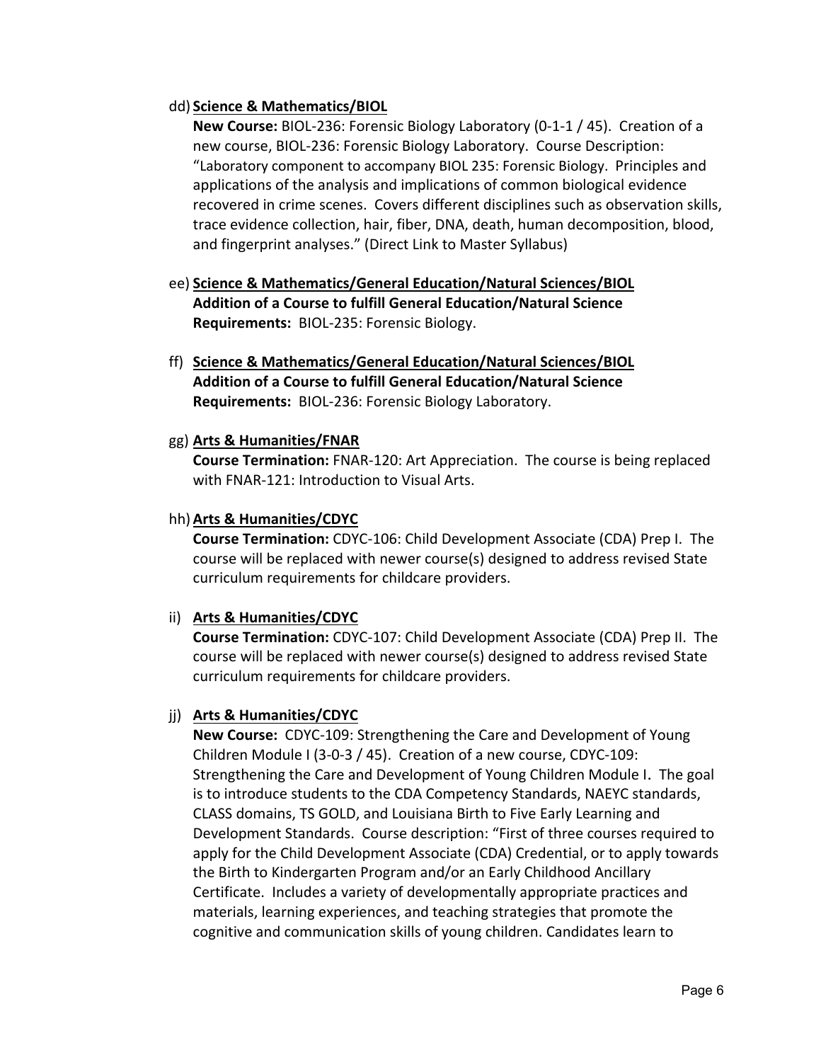dd) **Science & Mathematics/BIOL**

**New Course:** BIOL-236: Forensic Biology Laboratory (0-1-1 / 45). Creation of a new course, BIOL-236: Forensic Biology Laboratory. Course Description: "Laboratory component to accompany BIOL 235: Forensic Biology. Principles and applications of the analysis and implications of common biological evidence recovered in crime scenes. Covers different disciplines such as observation skills, trace evidence collection, hair, fiber, DNA, death, human decomposition, blood, and fingerprint analyses." (Direct Link to Master Syllabus)

ee) **Science & Mathematics/General Education/Natural Sciences/BIOL**

**Addition of a Course to fulfill General Education/Natural Science Requirements:** BIOL-235: Forensic Biology.

ff) **Science & Mathematics/General Education/Natural Sciences/BIOL**

**Addition of a Course to fulfill General Education/Natural Science Requirements:** BIOL-236: Forensic Biology Laboratory.

gg) **Arts & Humanities/FNAR**

**Course Termination:** FNAR-120: Art Appreciation. The course is being replaced with FNAR-121: Introduction to Visual Arts.

hh) **Arts & Humanities/CDYC**

**Course Termination:** CDYC-106: Child Development Associate (CDA) Prep I. The course will be replaced with newer course(s) designed to address revised State curriculum requirements for childcare providers.

ii) **Arts & Humanities/CDYC**

**Course Termination:** CDYC-107: Child Development Associate (CDA) Prep II. The course will be replaced with newer course(s) designed to address revised State curriculum requirements for childcare providers.

jj) **Arts & Humanities/CDYC**

**New Course:** CDYC-109: Strengthening the Care and Development of Young Children Module I (3-0-3 / 45). Creation of a new course, CDYC-109: Strengthening the Care and Development of Young Children Module I. The goal is to introduce students to the CDA Competency Standards, NAEYC standards, CLASS domains, TS GOLD, and Louisiana Birth to Five Early Learning and Development Standards. Course description: "First of three courses required to apply for the Child Development Associate (CDA) Credential, or to apply towards the Birth to Kindergarten Program and/or an Early Childhood Ancillary Certificate. Includes a variety of developmentally appropriate practices and materials, learning experiences, and teaching strategies that promote the cognitive and communication skills of young children. Candidates learn to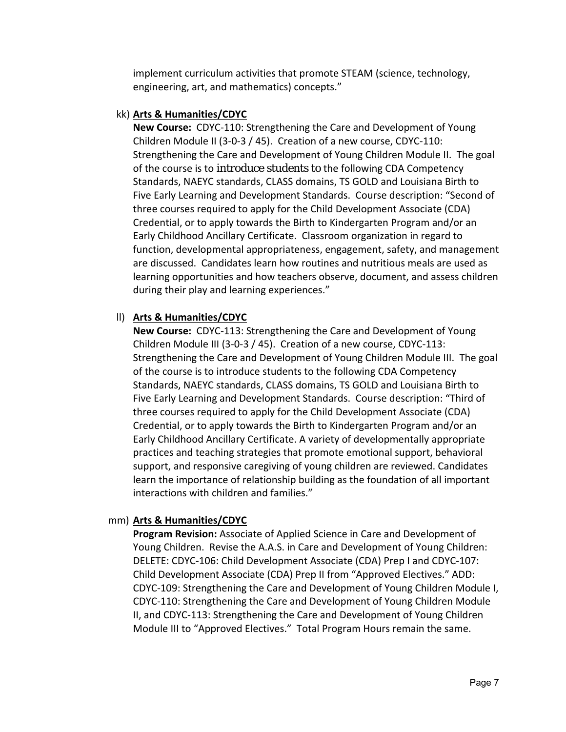implement curriculum activities that promote STEAM (science, technology, engineering, art, and mathematics) concepts."

kk) **Arts & Humanities/CDYC**

**New Course:** CDYC-110: Strengthening the Care and Development of Young Children Module II (3-0-3 / 45). Creation of a new course, CDYC-110: Strengthening the Care and Development of Young Children Module II. The goal of the course is to introduce students to the following CDA Competency Standards, NAEYC standards, CLASS domains, TS GOLD and Louisiana Birth to Five Early Learning and Development Standards. Course description: "Second of three courses required to apply for the Child Development Associate (CDA) Credential, or to apply towards the Birth to Kindergarten Program and/or an Early Childhood Ancillary Certificate. Classroom organization in regard to function, developmental appropriateness, engagement, safety, and management are discussed. Candidates learn how routines and nutritious meals are used as learning opportunities and how teachers observe, document, and assess children during their play and learning experiences."

ll) **Arts & Humanities/CDYC**

**New Course:** CDYC-113: Strengthening the Care and Development of Young Children Module III (3-0-3 / 45). Creation of a new course, CDYC-113: Strengthening the Care and Development of Young Children Module III. The goal of the course is to introduce students to the following CDA Competency Standards, NAEYC standards, CLASS domains, TS GOLD and Louisiana Birth to Five Early Learning and Development Standards. Course description: "Third of three courses required to apply for the Child Development Associate (CDA) Credential, or to apply towards the Birth to Kindergarten Program and/or an Early Childhood Ancillary Certificate. A variety of developmentally appropriate practices and teaching strategies that promote emotional support, behavioral support, and responsive caregiving of young children are reviewed. Candidates learn the importance of relationship building as the foundation of all important interactions with children and families."

mm) **Arts & Humanities/CDYC**

**Program Revision:** Associate of Applied Science in Care and Development of Young Children. Revise the A.A.S. in Care and Development of Young Children: DELETE: CDYC-106: Child Development Associate (CDA) Prep I and CDYC-107: Child Development Associate (CDA) Prep II from "Approved Electives." ADD: CDYC-109: Strengthening the Care and Development of Young Children Module I, CDYC-110: Strengthening the Care and Development of Young Children Module II, and CDYC-113: Strengthening the Care and Development of Young Children Module III to "Approved Electives." Total Program Hours remain the same.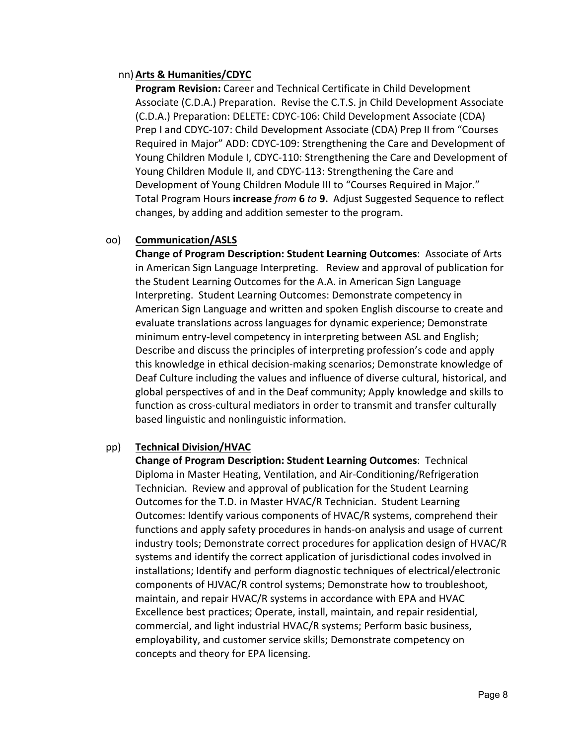nn) **Arts & Humanities/CDYC**

**Program Revision:** Career and Technical Certificate in Child Development Associate (C.D.A.) Preparation. Revise the C.T.S. jn Child Development Associate (C.D.A.) Preparation: DELETE: CDYC-106: Child Development Associate (CDA) Prep I and CDYC-107: Child Development Associate (CDA) Prep II from "Courses Required in Major" ADD: CDYC-109: Strengthening the Care and Development of Young Children Module I, CDYC-110: Strengthening the Care and Development of Young Children Module II, and CDYC-113: Strengthening the Care and Development of Young Children Module III to "Courses Required in Major." Total Program Hours **increase** *from* **6** *to* **9.** Adjust Suggested Sequence to reflect changes, by adding and addition semester to the program.

oo) **Communication/ASLS**

**Change of Program Description: Student Learning Outcomes**: Associate of Arts in American Sign Language Interpreting. Review and approval of publication for the Student Learning Outcomes for the A.A. in American Sign Language Interpreting. Student Learning Outcomes: Demonstrate competency in American Sign Language and written and spoken English discourse to create and evaluate translations across languages for dynamic experience; Demonstrate minimum entry-level competency in interpreting between ASL and English; Describe and discuss the principles of interpreting profession's code and apply this knowledge in ethical decision-making scenarios; Demonstrate knowledge of Deaf Culture including the values and influence of diverse cultural, historical, and global perspectives of and in the Deaf community; Apply knowledge and skills to function as cross-cultural mediators in order to transmit and transfer culturally based linguistic and nonlinguistic information.

pp) **Technical Division/HVAC**

**Change of Program Description: Student Learning Outcomes**: Technical Diploma in Master Heating, Ventilation, and Air-Conditioning/Refrigeration Technician. Review and approval of publication for the Student Learning Outcomes for the T.D. in Master HVAC/R Technician. Student Learning Outcomes: Identify various components of HVAC/R systems, comprehend their functions and apply safety procedures in hands-on analysis and usage of current industry tools; Demonstrate correct procedures for application design of HVAC/R systems and identify the correct application of jurisdictional codes involved in installations; Identify and perform diagnostic techniques of electrical/electronic components of HJVAC/R control systems; Demonstrate how to troubleshoot, maintain, and repair HVAC/R systems in accordance with EPA and HVAC Excellence best practices; Operate, install, maintain, and repair residential, commercial, and light industrial HVAC/R systems; Perform basic business, employability, and customer service skills; Demonstrate competency on concepts and theory for EPA licensing.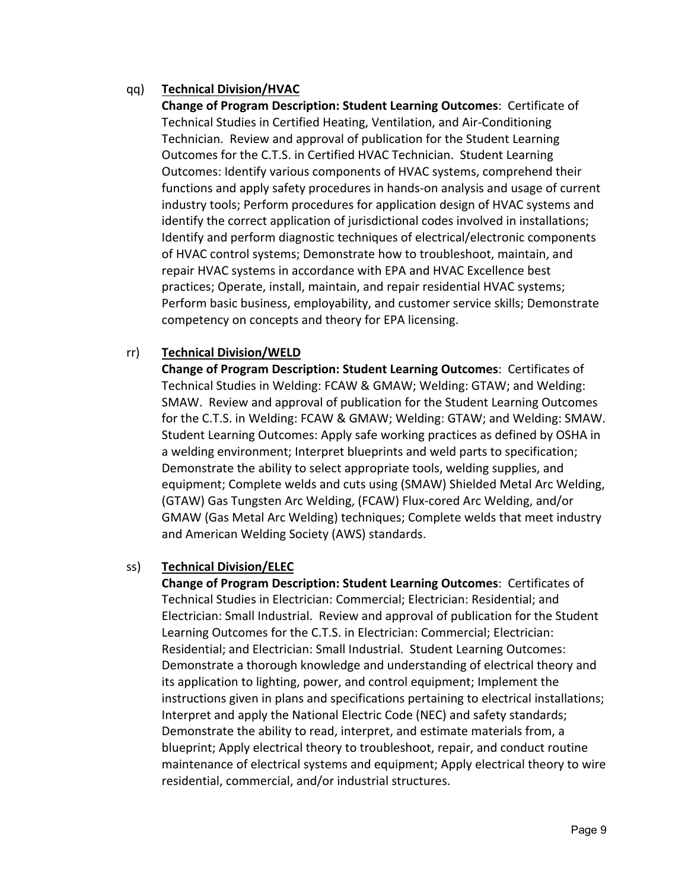qq) **Technical Division/HVAC**

**Change of Program Description: Student Learning Outcomes**: Certificate of Technical Studies in Certified Heating, Ventilation, and Air-Conditioning Technician. Review and approval of publication for the Student Learning Outcomes for the C.T.S. in Certified HVAC Technician. Student Learning Outcomes: Identify various components of HVAC systems, comprehend their functions and apply safety procedures in hands-on analysis and usage of current industry tools; Perform procedures for application design of HVAC systems and identify the correct application of jurisdictional codes involved in installations; Identify and perform diagnostic techniques of electrical/electronic components of HVAC control systems; Demonstrate how to troubleshoot, maintain, and repair HVAC systems in accordance with EPA and HVAC Excellence best practices; Operate, install, maintain, and repair residential HVAC systems; Perform basic business, employability, and customer service skills; Demonstrate competency on concepts and theory for EPA licensing.

rr) **Technical Division/WELD**

**Change of Program Description: Student Learning Outcomes**: Certificates of Technical Studies in Welding: FCAW & GMAW; Welding: GTAW; and Welding: SMAW. Review and approval of publication for the Student Learning Outcomes for the C.T.S. in Welding: FCAW & GMAW; Welding: GTAW; and Welding: SMAW. Student Learning Outcomes: Apply safe working practices as defined by OSHA in a welding environment; Interpret blueprints and weld parts to specification; Demonstrate the ability to select appropriate tools, welding supplies, and equipment; Complete welds and cuts using (SMAW) Shielded Metal Arc Welding, (GTAW) Gas Tungsten Arc Welding, (FCAW) Flux-cored Arc Welding, and/or GMAW (Gas Metal Arc Welding) techniques; Complete welds that meet industry and American Welding Society (AWS) standards.

ss) **Technical Division/ELEC**

**Change of Program Description: Student Learning Outcomes**: Certificates of Technical Studies in Electrician: Commercial; Electrician: Residential; and Electrician: Small Industrial. Review and approval of publication for the Student Learning Outcomes for the C.T.S. in Electrician: Commercial; Electrician: Residential; and Electrician: Small Industrial. Student Learning Outcomes: Demonstrate a thorough knowledge and understanding of electrical theory and its application to lighting, power, and control equipment; Implement the instructions given in plans and specifications pertaining to electrical installations; Interpret and apply the National Electric Code (NEC) and safety standards; Demonstrate the ability to read, interpret, and estimate materials from, a blueprint; Apply electrical theory to troubleshoot, repair, and conduct routine maintenance of electrical systems and equipment; Apply electrical theory to wire residential, commercial, and/or industrial structures.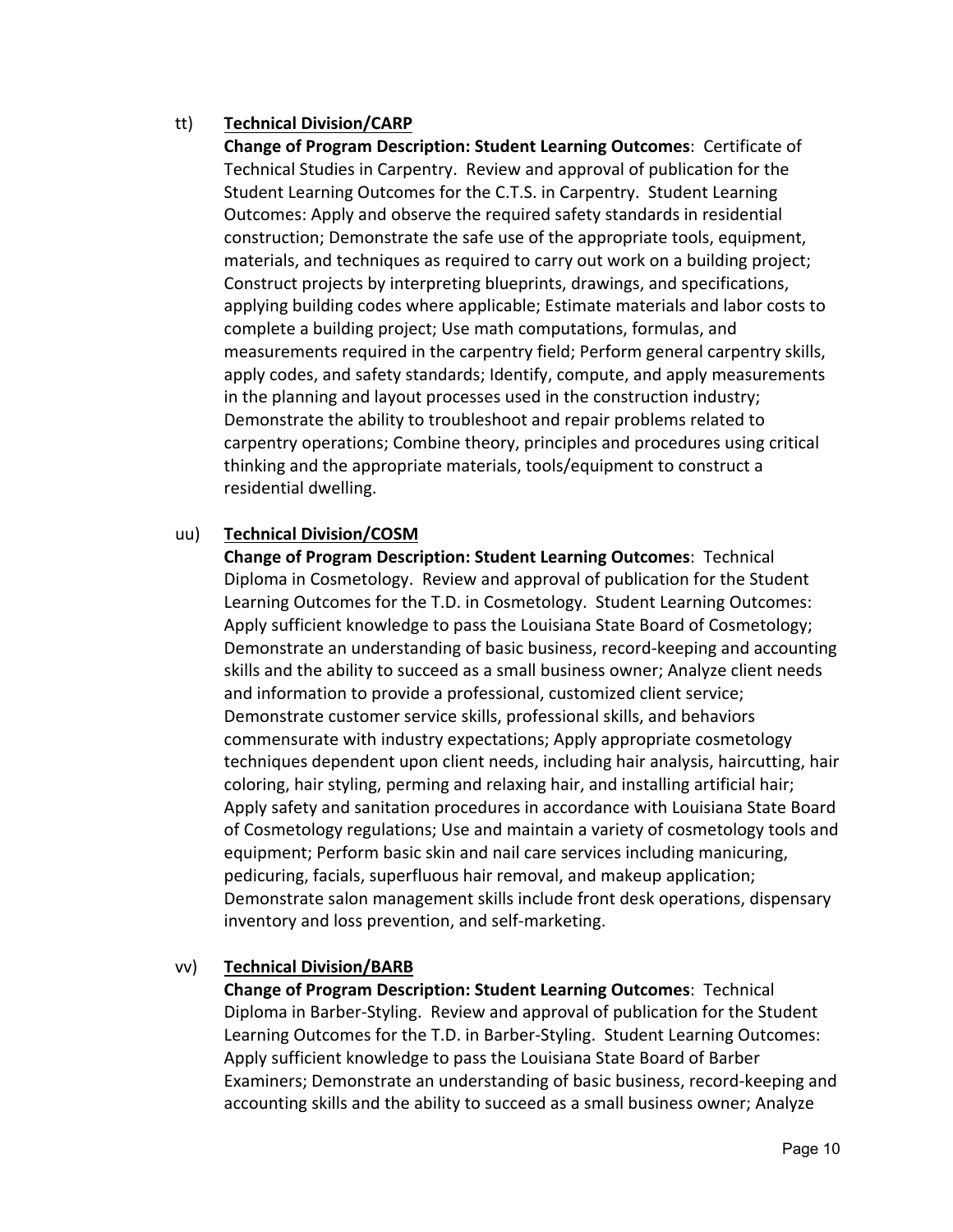tt) **Technical Division/CARP**

**Change of Program Description: Student Learning Outcomes**: Certificate of Technical Studies in Carpentry. Review and approval of publication for the Student Learning Outcomes for the C.T.S. in Carpentry. Student Learning Outcomes: Apply and observe the required safety standards in residential construction; Demonstrate the safe use of the appropriate tools, equipment, materials, and techniques as required to carry out work on a building project; Construct projects by interpreting blueprints, drawings, and specifications, applying building codes where applicable; Estimate materials and labor costs to complete a building project; Use math computations, formulas, and measurements required in the carpentry field; Perform general carpentry skills, apply codes, and safety standards; Identify, compute, and apply measurements in the planning and layout processes used in the construction industry; Demonstrate the ability to troubleshoot and repair problems related to carpentry operations; Combine theory, principles and procedures using critical thinking and the appropriate materials, tools/equipment to construct a residential dwelling.

uu) **Technical Division/COSM**

**Change of Program Description: Student Learning Outcomes**: Technical Diploma in Cosmetology. Review and approval of publication for the Student Learning Outcomes for the T.D. in Cosmetology. Student Learning Outcomes: Apply sufficient knowledge to pass the Louisiana State Board of Cosmetology; Demonstrate an understanding of basic business, record-keeping and accounting skills and the ability to succeed as a small business owner; Analyze client needs and information to provide a professional, customized client service; Demonstrate customer service skills, professional skills, and behaviors commensurate with industry expectations; Apply appropriate cosmetology techniques dependent upon client needs, including hair analysis, haircutting, hair coloring, hair styling, perming and relaxing hair, and installing artificial hair; Apply safety and sanitation procedures in accordance with Louisiana State Board of Cosmetology regulations; Use and maintain a variety of cosmetology tools and equipment; Perform basic skin and nail care services including manicuring, pedicuring, facials, superfluous hair removal, and makeup application; Demonstrate salon management skills include front desk operations, dispensary inventory and loss prevention, and self-marketing.

vv) **Technical Division/BARB**

**Change of Program Description: Student Learning Outcomes**: Technical Diploma in Barber-Styling. Review and approval of publication for the Student Learning Outcomes for the T.D. in Barber-Styling. Student Learning Outcomes: Apply sufficient knowledge to pass the Louisiana State Board of Barber Examiners; Demonstrate an understanding of basic business, record-keeping and accounting skills and the ability to succeed as a small business owner; Analyze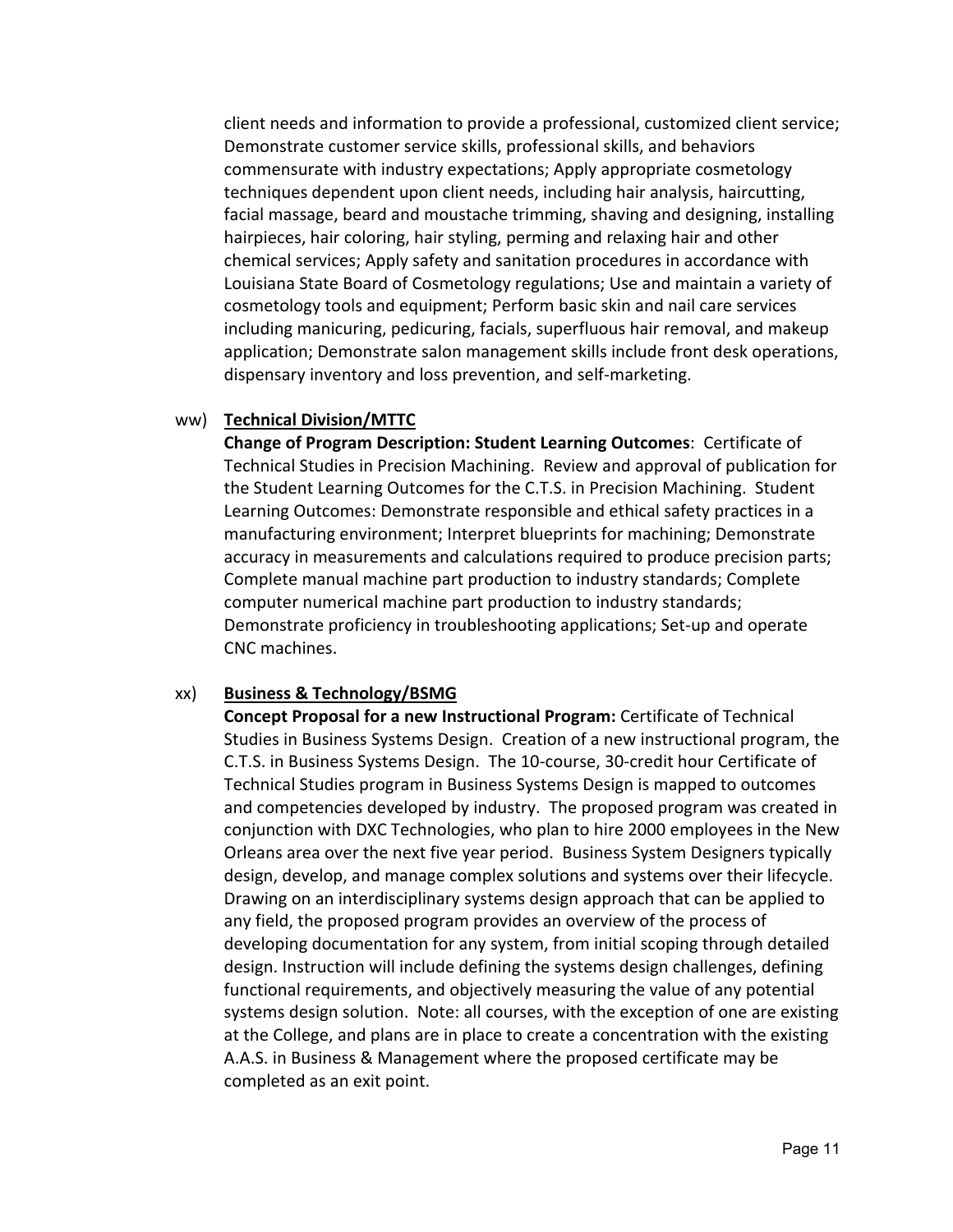client needs and information to provide a professional, customized client service; Demonstrate customer service skills, professional skills, and behaviors commensurate with industry expectations; Apply appropriate cosmetology techniques dependent upon client needs, including hair analysis, haircutting, facial massage, beard and moustache trimming, shaving and designing, installing hairpieces, hair coloring, hair styling, perming and relaxing hair and other chemical services; Apply safety and sanitation procedures in accordance with Louisiana State Board of Cosmetology regulations; Use and maintain a variety of cosmetology tools and equipment; Perform basic skin and nail care services including manicuring, pedicuring, facials, superfluous hair removal, and makeup application; Demonstrate salon management skills include front desk operations, dispensary inventory and loss prevention, and self-marketing.

ww) **Technical Division/MTTC**

**Change of Program Description: Student Learning Outcomes**: Certificate of Technical Studies in Precision Machining. Review and approval of publication for the Student Learning Outcomes for the C.T.S. in Precision Machining. Student Learning Outcomes: Demonstrate responsible and ethical safety practices in a manufacturing environment; Interpret blueprints for machining; Demonstrate accuracy in measurements and calculations required to produce precision parts; Complete manual machine part production to industry standards; Complete computer numerical machine part production to industry standards; Demonstrate proficiency in troubleshooting applications; Set-up and operate CNC machines.

xx) **Business & Technology/BSMG**

**Concept Proposal for a new Instructional Program:** Certificate of Technical Studies in Business Systems Design. Creation of a new instructional program, the C.T.S. in Business Systems Design. The 10-course, 30-credit hour Certificate of Technical Studies program in Business Systems Design is mapped to outcomes and competencies developed by industry. The proposed program was created in conjunction with DXC Technologies, who plan to hire 2000 employees in the New Orleans area over the next five year period. Business System Designers typically design, develop, and manage complex solutions and systems over their lifecycle. Drawing on an interdisciplinary systems design approach that can be applied to any field, the proposed program provides an overview of the process of developing documentation for any system, from initial scoping through detailed design. Instruction will include defining the systems design challenges, defining functional requirements, and objectively measuring the value of any potential systems design solution. Note: all courses, with the exception of one are existing at the College, and plans are in place to create a concentration with the existing A.A.S. in Business & Management where the proposed certificate may be completed as an exit point.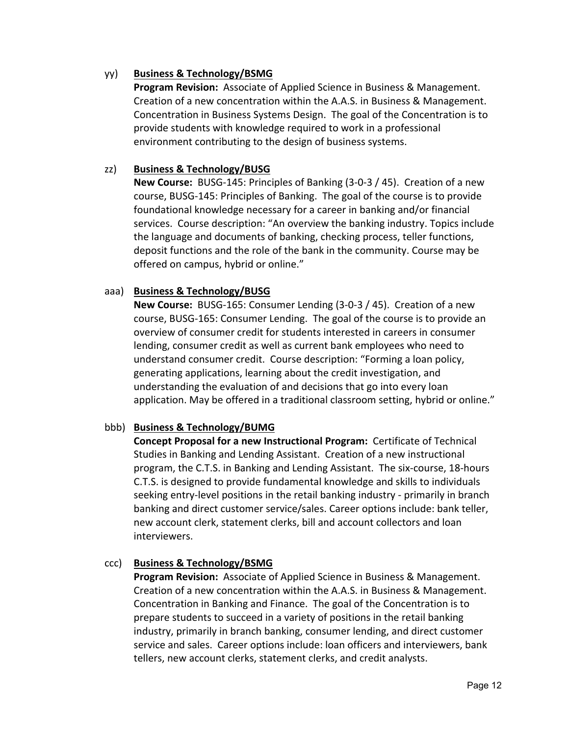yy) **Business & Technology/BSMG**

**Program Revision:** Associate of Applied Science in Business & Management. Creation of a new concentration within the A.A.S. in Business & Management. Concentration in Business Systems Design. The goal of the Concentration is to provide students with knowledge required to work in a professional environment contributing to the design of business systems.

zz) **Business & Technology/BUSG**

**New Course:** BUSG-145: Principles of Banking (3-0-3 / 45). Creation of a new course, BUSG-145: Principles of Banking. The goal of the course is to provide foundational knowledge necessary for a career in banking and/or financial services. Course description: "An overview the banking industry. Topics include the language and documents of banking, checking process, teller functions, deposit functions and the role of the bank in the community. Course may be offered on campus, hybrid or online."

aaa) **Business & Technology/BUSG**

**New Course:** BUSG-165: Consumer Lending (3-0-3 / 45). Creation of a new course, BUSG-165: Consumer Lending. The goal of the course is to provide an overview of consumer credit for students interested in careers in consumer lending, consumer credit as well as current bank employees who need to understand consumer credit. Course description: "Forming a loan policy, generating applications, learning about the credit investigation, and understanding the evaluation of and decisions that go into every loan application. May be offered in a traditional classroom setting, hybrid or online."

bbb) **Business & Technology/BUMG**

**Concept Proposal for a new Instructional Program:** Certificate of Technical Studies in Banking and Lending Assistant. Creation of a new instructional program, the C.T.S. in Banking and Lending Assistant. The six-course, 18-hours C.T.S. is designed to provide fundamental knowledge and skills to individuals seeking entry-level positions in the retail banking industry - primarily in branch banking and direct customer service/sales. Career options include: bank teller, new account clerk, statement clerks, bill and account collectors and loan interviewers.

ccc) **Business & Technology/BSMG**

**Program Revision:** Associate of Applied Science in Business & Management. Creation of a new concentration within the A.A.S. in Business & Management. Concentration in Banking and Finance. The goal of the Concentration is to prepare students to succeed in a variety of positions in the retail banking industry, primarily in branch banking, consumer lending, and direct customer service and sales. Career options include: loan officers and interviewers, bank tellers, new account clerks, statement clerks, and credit analysts.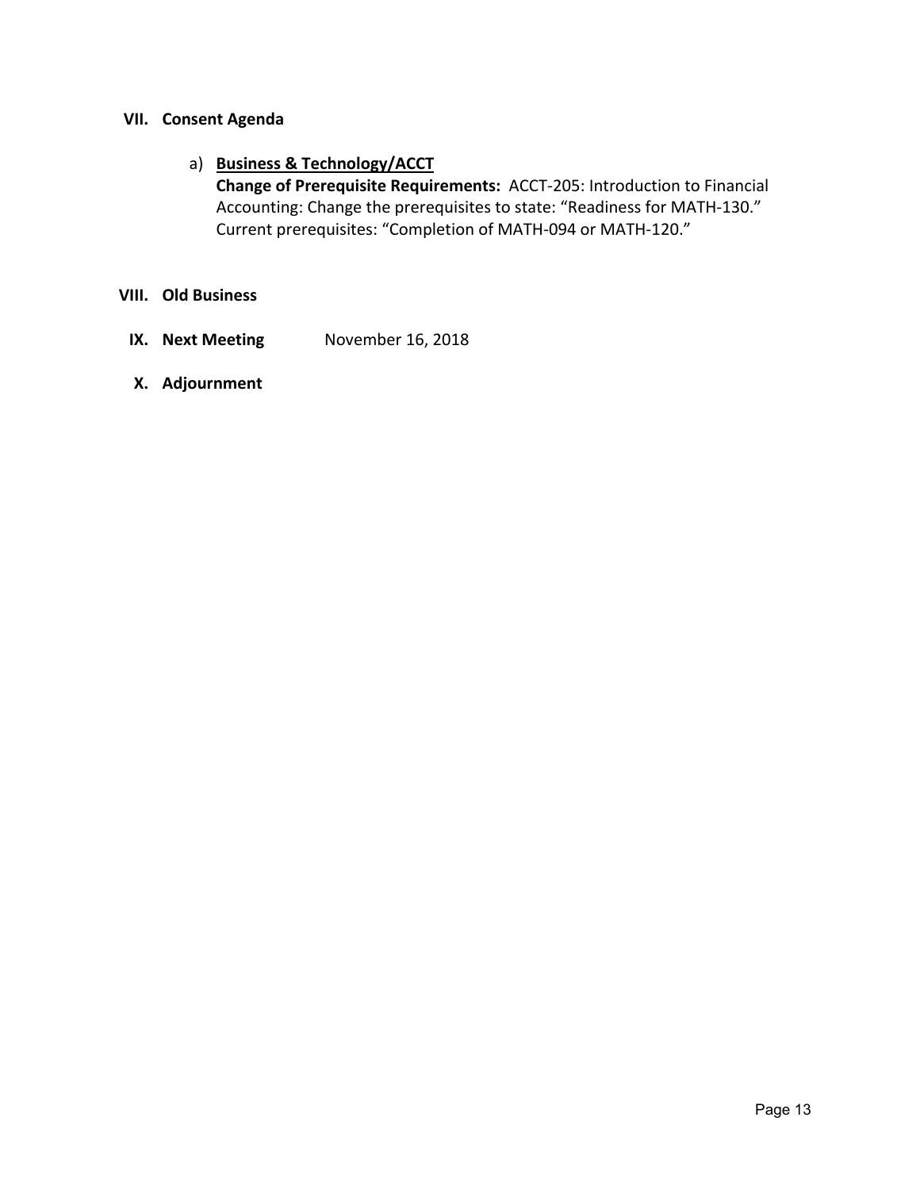## VII. Consent Agenda

a) **<u>Business & Technology/ACCT</u>**
**Change of Prerequisite Requirements:** ACCT-205: Introduction to Financial Accounting: Change the prerequisites to state: “Readiness for MATH-130.” Current prerequisites: “Completion of MATH-094 or MATH-120.”

## VIII. Old Business

## IX. Next Meeting November 16, 2018

## X. Adjournment